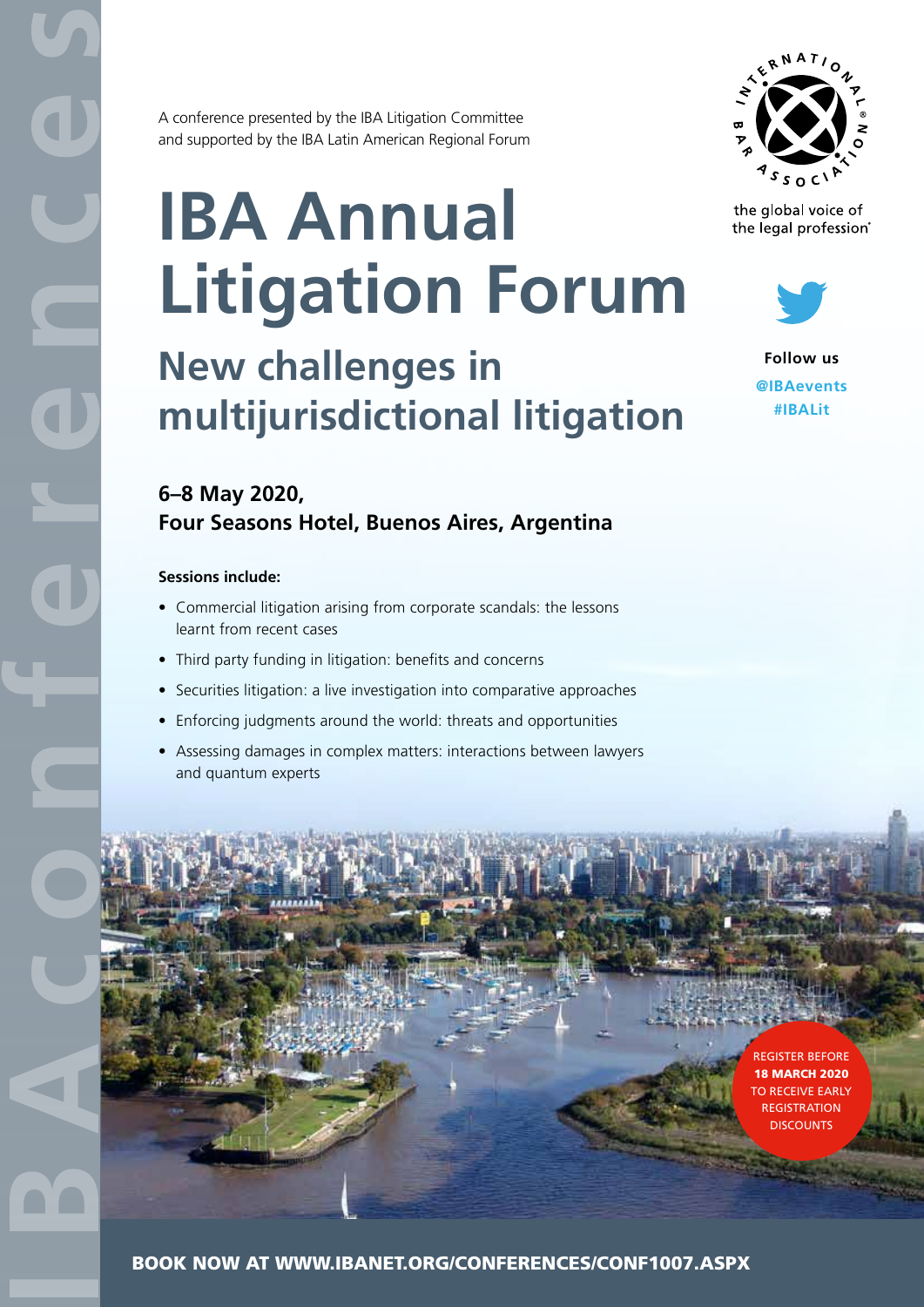A conference presented by the IBA Litigation Committee and supported by the IBA Latin American Regional Forum

# IBA Annual Litigation Forum

## New challenges in multijurisdictional litigation

**6–8 May 2020,**
**Four Seasons Hotel, Buenos Aires, Argentina**

the global voice of the legal profession®

**Follow us**
**@IBAevents**
**#IBALit**

**Sessions include:**

- Commercial litigation arising from corporate scandals: the lessons learnt from recent cases
- Third party funding in litigation: benefits and concerns
- Securities litigation: a live investigation into comparative approaches
- Enforcing judgments around the world: threats and opportunities
- Assessing damages in complex matters: interactions between lawyers and quantum experts

REGISTER BEFORE **18 MARCH 2020** TO RECEIVE EARLY REGISTRATION DISCOUNTS

**BOOK NOW AT WWW.IBANET.ORG/CONFERENCES/CONF1007.ASPX**

IBA conferences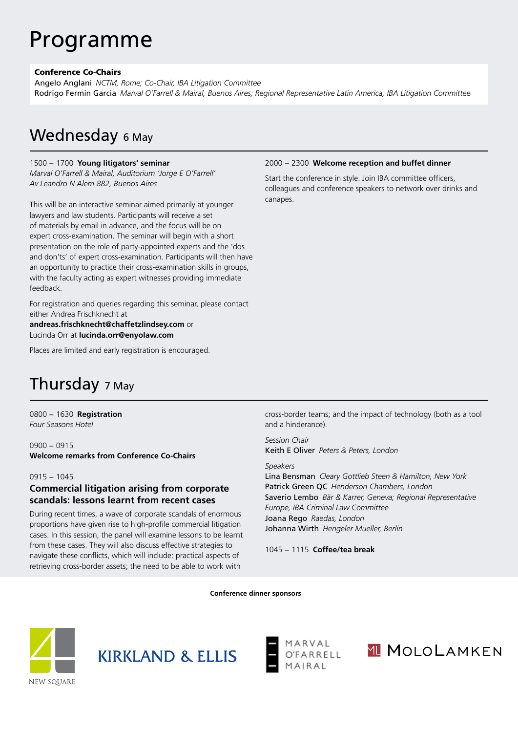# Programme

**Conference Co-Chairs**
Angelo Anglani *NCTM, Rome; Co-Chair, IBA Litigation Committee*
Rodrigo Fermin Garcia *Marval O'Farrell & Mairal, Buenos Aires; Regional Representative Latin America, IBA Litigation Committee*

## Wednesday 6 May

1500 – 1700 **Young litigators' seminar**
*Marval O'Farrell & Mairal, Auditorium 'Jorge E O'Farrell'*
*Av Leandro N Alem 882, Buenos Aires*

This will be an interactive seminar aimed primarily at younger lawyers and law students. Participants will receive a set of materials by email in advance, and the focus will be on expert cross-examination. The seminar will begin with a short presentation on the role of party-appointed experts and the 'dos and don'ts' of expert cross-examination. Participants will then have an opportunity to practice their cross-examination skills in groups, with the faculty acting as expert witnesses providing immediate feedback.

For registration and queries regarding this seminar, please contact either Andrea Frischknecht at **andreas.frischknecht@chaffetzlindsey.com** or Lucinda Orr at **lucinda.orr@enyolaw.com**

Places are limited and early registration is encouraged.

2000 – 2300 **Welcome reception and buffet dinner**

Start the conference in style. Join IBA committee officers, colleagues and conference speakers to network over drinks and canapes.

## Thursday 7 May

0800 – 1630 **Registration**
*Four Seasons Hotel*

0900 – 0915
**Welcome remarks from Conference Co-Chairs**

0915 – 1045

### Commercial litigation arising from corporate scandals: lessons learnt from recent cases

During recent times, a wave of corporate scandals of enormous proportions have given rise to high-profile commercial litigation cases. In this session, the panel will examine lessons to be learnt from these cases. They will also discuss effective strategies to navigate these conflicts, which will include: practical aspects of retrieving cross-border assets; the need to be able to work with cross-border teams; and the impact of technology (both as a tool and a hinderance).

*Session Chair*
Keith E Oliver *Peters & Peters, London*

*Speakers*
Lina Bensman *Cleary Gottlieb Steen & Hamilton, New York*
Patrick Green QC *Henderson Chambers, London*
Saverio Lembo *Bär & Karrer, Geneva; Regional Representative Europe, IBA Criminal Law Committee*
Joana Rego *Raedas, London*
Johanna Wirth *Hengeler Mueller, Berlin*

1045 – 1115 **Coffee/tea break**

**Conference dinner sponsors**

NEW SQUARE

KIRKLAND & ELLIS

MARVAL O'FARRELL MAIRAL

MOLOLAMKEN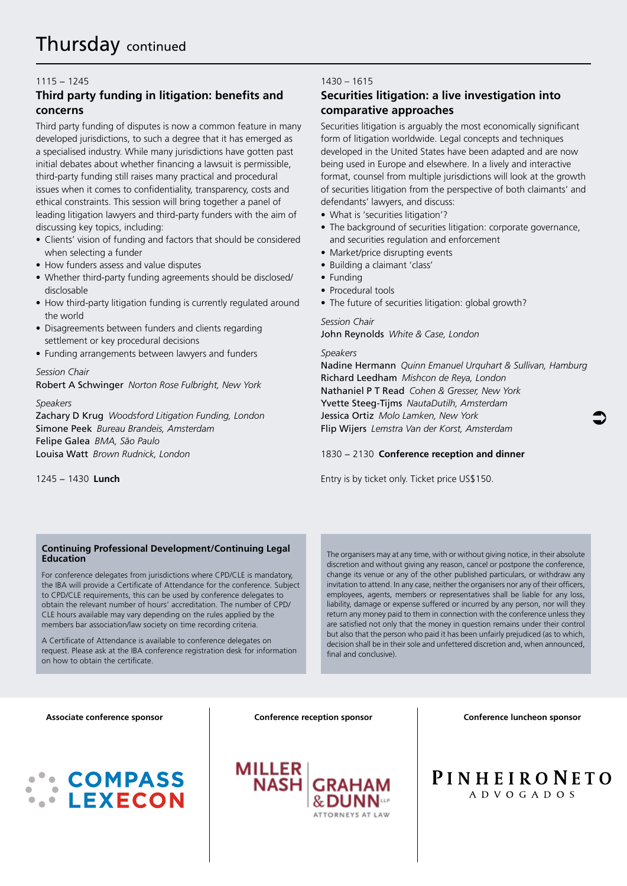# Thursday continued

1115 – 1245

## Third party funding in litigation: benefits and concerns

Third party funding of disputes is now a common feature in many developed jurisdictions, to such a degree that it has emerged as a specialised industry. While many jurisdictions have gotten past initial debates about whether financing a lawsuit is permissible, third-party funding still raises many practical and procedural issues when it comes to confidentiality, transparency, costs and ethical constraints. This session will bring together a panel of leading litigation lawyers and third-party funders with the aim of discussing key topics, including:

- Clients' vision of funding and factors that should be considered when selecting a funder
- How funders assess and value disputes
- Whether third-party funding agreements should be disclosed/disclosable
- How third-party litigation funding is currently regulated around the world
- Disagreements between funders and clients regarding settlement or key procedural decisions
- Funding arrangements between lawyers and funders

*Session Chair*

Robert A Schwinger *Norton Rose Fulbright, New York*

*Speakers*

Zachary D Krug *Woodsford Litigation Funding, London*
Simone Peek *Bureau Brandeis, Amsterdam*
Felipe Galea *BMA, São Paulo*
Louisa Watt *Brown Rudnick, London*

1245 – 1430 **Lunch**

1430 – 1615

## Securities litigation: a live investigation into comparative approaches

Securities litigation is arguably the most economically significant form of litigation worldwide. Legal concepts and techniques developed in the United States have been adapted and are now being used in Europe and elsewhere. In a lively and interactive format, counsel from multiple jurisdictions will look at the growth of securities litigation from the perspective of both claimants' and defendants' lawyers, and discuss:

- What is 'securities litigation'?
- The background of securities litigation: corporate governance, and securities regulation and enforcement
- Market/price disrupting events
- Building a claimant 'class'
- Funding
- Procedural tools
- The future of securities litigation: global growth?

*Session Chair*

John Reynolds *White & Case, London*

*Speakers*

Nadine Hermann *Quinn Emanuel Urquhart & Sullivan, Hamburg*
Richard Leedham *Mishcon de Reya, London*
Nathaniel P T Read *Cohen & Gresser, New York*
Yvette Steeg-Tijms *NautaDutilh, Amsterdam*
Jessica Ortiz *Molo Lamken, New York*
Flip Wijers *Lemstra Van der Korst, Amsterdam*

1830 – 2130 **Conference reception and dinner**

Entry is by ticket only. Ticket price US$150.

### Continuing Professional Development/Continuing Legal Education

For conference delegates from jurisdictions where CPD/CLE is mandatory, the IBA will provide a Certificate of Attendance for the conference. Subject to CPD/CLE requirements, this can be used by conference delegates to obtain the relevant number of hours' accreditation. The number of CPD/CLE hours available may vary depending on the rules applied by the members bar association/law society on time recording criteria.

A Certificate of Attendance is available to conference delegates on request. Please ask at the IBA conference registration desk for information on how to obtain the certificate.

The organisers may at any time, with or without giving notice, in their absolute discretion and without giving any reason, cancel or postpone the conference, change its venue or any of the other published particulars, or withdraw any invitation to attend. In any case, neither the organisers nor any of their officers, employees, agents, members or representatives shall be liable for any loss, liability, damage or expense suffered or incurred by any person, nor will they return any money paid to them in connection with the conference unless they are satisfied not only that the money in question remains under their control but also that the person who paid it has been unfairly prejudiced (as to which, decision shall be in their sole and unfettered discretion and, when announced, final and conclusive).

**Associate conference sponsor**

COMPASS LEXECON

**Conference reception sponsor**

MILLER NASH GRAHAM & DUNN LLP ATTORNEYS AT LAW

**Conference luncheon sponsor**

PINHEIRO NETO ADVOGADOS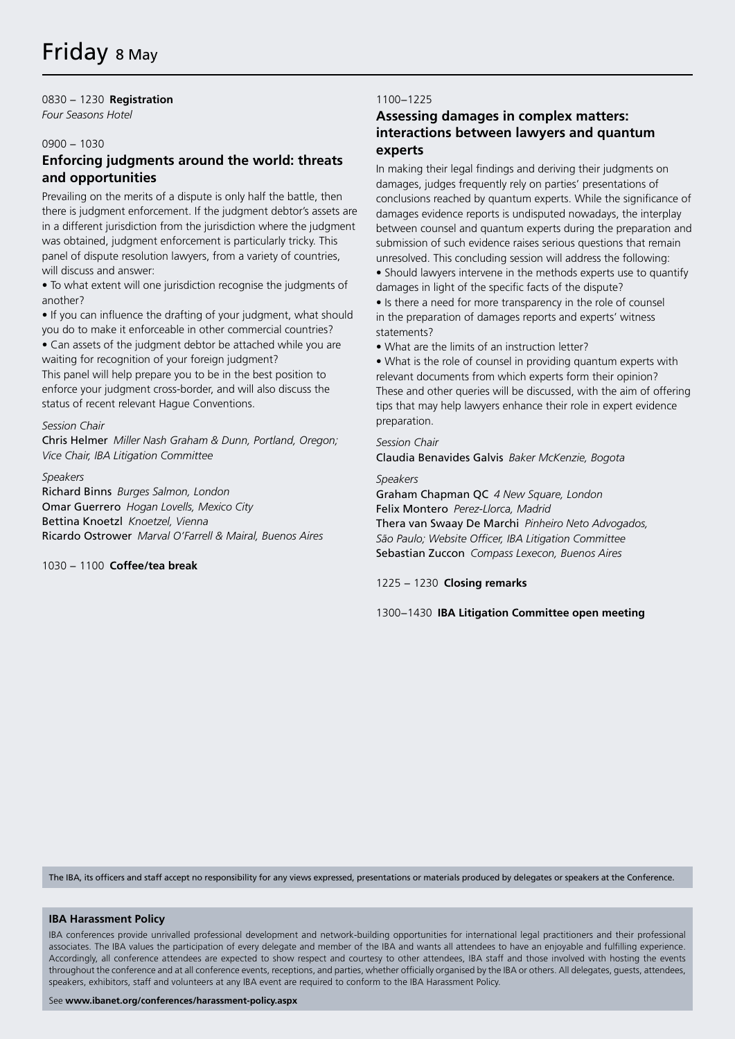# Friday 8 May

0830 – 1230 **Registration**
*Four Seasons Hotel*

0900 – 1030

## Enforcing judgments around the world: threats and opportunities

Prevailing on the merits of a dispute is only half the battle, then there is judgment enforcement. If the judgment debtor's assets are in a different jurisdiction from the jurisdiction where the judgment was obtained, judgment enforcement is particularly tricky. This panel of dispute resolution lawyers, from a variety of countries, will discuss and answer:

- To what extent will one jurisdiction recognise the judgments of another?
- If you can influence the drafting of your judgment, what should you do to make it enforceable in other commercial countries?
- Can assets of the judgment debtor be attached while you are waiting for recognition of your foreign judgment?

This panel will help prepare you to be in the best position to enforce your judgment cross-border, and will also discuss the status of recent relevant Hague Conventions.

*Session Chair*
Chris Helmer *Miller Nash Graham & Dunn, Portland, Oregon; Vice Chair, IBA Litigation Committee*

*Speakers*
Richard Binns *Burges Salmon, London*
Omar Guerrero *Hogan Lovells, Mexico City*
Bettina Knoetzl *Knoetzel, Vienna*
Ricardo Ostrower *Marval O'Farrell & Mairal, Buenos Aires*

1030 – 1100 **Coffee/tea break**

1100–1225

## Assessing damages in complex matters: interactions between lawyers and quantum experts

In making their legal findings and deriving their judgments on damages, judges frequently rely on parties' presentations of conclusions reached by quantum experts. While the significance of damages evidence reports is undisputed nowadays, the interplay between counsel and quantum experts during the preparation and submission of such evidence raises serious questions that remain unresolved. This concluding session will address the following:

- Should lawyers intervene in the methods experts use to quantify damages in light of the specific facts of the dispute?
- Is there a need for more transparency in the role of counsel in the preparation of damages reports and experts' witness statements?
- What are the limits of an instruction letter?
- What is the role of counsel in providing quantum experts with relevant documents from which experts form their opinion?

These and other queries will be discussed, with the aim of offering tips that may help lawyers enhance their role in expert evidence preparation.

*Session Chair*
Claudia Benavides Galvis *Baker McKenzie, Bogota*

*Speakers*
Graham Chapman QC *4 New Square, London*
Felix Montero *Perez-Llorca, Madrid*
Thera van Swaay De Marchi *Pinheiro Neto Advogados, São Paulo; Website Officer, IBA Litigation Committee*
Sebastian Zuccon *Compass Lexecon, Buenos Aires*

1225 – 1230 **Closing remarks**

1300–1430 **IBA Litigation Committee open meeting**

The IBA, its officers and staff accept no responsibility for any views expressed, presentations or materials produced by delegates or speakers at the Conference.

**IBA Harassment Policy**

IBA conferences provide unrivalled professional development and network-building opportunities for international legal practitioners and their professional associates. The IBA values the participation of every delegate and member of the IBA and wants all attendees to have an enjoyable and fulfilling experience. Accordingly, all conference attendees are expected to show respect and courtesy to other attendees, IBA staff and those involved with hosting the events throughout the conference and at all conference events, receptions, and parties, whether officially organised by the IBA or others. All delegates, guests, attendees, speakers, exhibitors, staff and volunteers at any IBA event are required to conform to the IBA Harassment Policy.

See **www.ibanet.org/conferences/harassment-policy.aspx**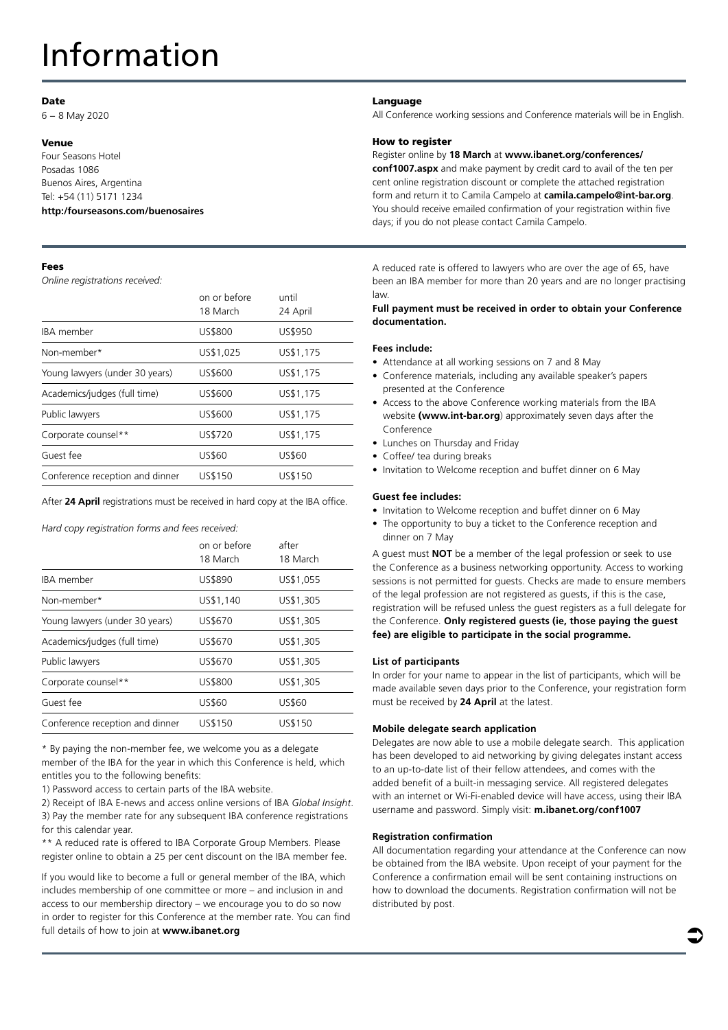# Information

### Date

6 – 8 May 2020

### Venue

Four Seasons Hotel
Posadas 1086
Buenos Aires, Argentina
Tel: +54 (11) 5171 1234
**http:/fourseasons.com/buenosaires**

### Language

All Conference working sessions and Conference materials will be in English.

### How to register

Register online by **18 March** at **www.ibanet.org/conferences/conf1007.aspx** and make payment by credit card to avail of the ten per cent online registration discount or complete the attached registration form and return it to Camila Campelo at **camila.campelo@int-bar.org**. You should receive emailed confirmation of your registration within five days; if you do not please contact Camila Campelo.

### Fees

*Online registrations received:*

| | on or before 18 March | until 24 April |
|---|---|---|
| IBA member | US$800 | US$950 |
| Non-member* | US$1,025 | US$1,175 |
| Young lawyers (under 30 years) | US$600 | US$1,175 |
| Academics/judges (full time) | US$600 | US$1,175 |
| Public lawyers | US$600 | US$1,175 |
| Corporate counsel** | US$720 | US$1,175 |
| Guest fee | US$60 | US$60 |
| Conference reception and dinner | US$150 | US$150 |

After **24 April** registrations must be received in hard copy at the IBA office.

*Hard copy registration forms and fees received:*

| | on or before 18 March | after 18 March |
|---|---|---|
| IBA member | US$890 | US$1,055 |
| Non-member* | US$1,140 | US$1,305 |
| Young lawyers (under 30 years) | US$670 | US$1,305 |
| Academics/judges (full time) | US$670 | US$1,305 |
| Public lawyers | US$670 | US$1,305 |
| Corporate counsel** | US$800 | US$1,305 |
| Guest fee | US$60 | US$60 |
| Conference reception and dinner | US$150 | US$150 |

\* By paying the non-member fee, we welcome you as a delegate member of the IBA for the year in which this Conference is held, which entitles you to the following benefits:

1) Password access to certain parts of the IBA website.

2) Receipt of IBA E-news and access online versions of IBA *Global Insight*.

3) Pay the member rate for any subsequent IBA conference registrations for this calendar year.

** A reduced rate is offered to IBA Corporate Group Members. Please register online to obtain a 25 per cent discount on the IBA member fee.

If you would like to become a full or general member of the IBA, which includes membership of one committee or more – and inclusion in and access to our membership directory – we encourage you to do so now in order to register for this Conference at the member rate. You can find full details of how to join at **www.ibanet.org**

A reduced rate is offered to lawyers who are over the age of 65, have been an IBA member for more than 20 years and are no longer practising law.

**Full payment must be received in order to obtain your Conference documentation.**

#### Fees include:

- Attendance at all working sessions on 7 and 8 May
- Conference materials, including any available speaker's papers presented at the Conference
- Access to the above Conference working materials from the IBA website **(www.int-bar.org**) approximately seven days after the Conference
- Lunches on Thursday and Friday
- Coffee/ tea during breaks
- Invitation to Welcome reception and buffet dinner on 6 May

#### Guest fee includes:

- Invitation to Welcome reception and buffet dinner on 6 May
- The opportunity to buy a ticket to the Conference reception and dinner on 7 May

A guest must **NOT** be a member of the legal profession or seek to use the Conference as a business networking opportunity. Access to working sessions is not permitted for guests. Checks are made to ensure members of the legal profession are not registered as guests, if this is the case, registration will be refused unless the guest registers as a full delegate for the Conference. **Only registered guests (ie, those paying the guest fee) are eligible to participate in the social programme.**

#### List of participants

In order for your name to appear in the list of participants, which will be made available seven days prior to the Conference, your registration form must be received by **24 April** at the latest.

#### Mobile delegate search application

Delegates are now able to use a mobile delegate search. This application has been developed to aid networking by giving delegates instant access to an up-to-date list of their fellow attendees, and comes with the added benefit of a built-in messaging service. All registered delegates with an internet or Wi-Fi-enabled device will have access, using their IBA username and password. Simply visit: **m.ibanet.org/conf1007**

#### Registration confirmation

All documentation regarding your attendance at the Conference can now be obtained from the IBA website. Upon receipt of your payment for the Conference a confirmation email will be sent containing instructions on how to download the documents. Registration confirmation will not be distributed by post.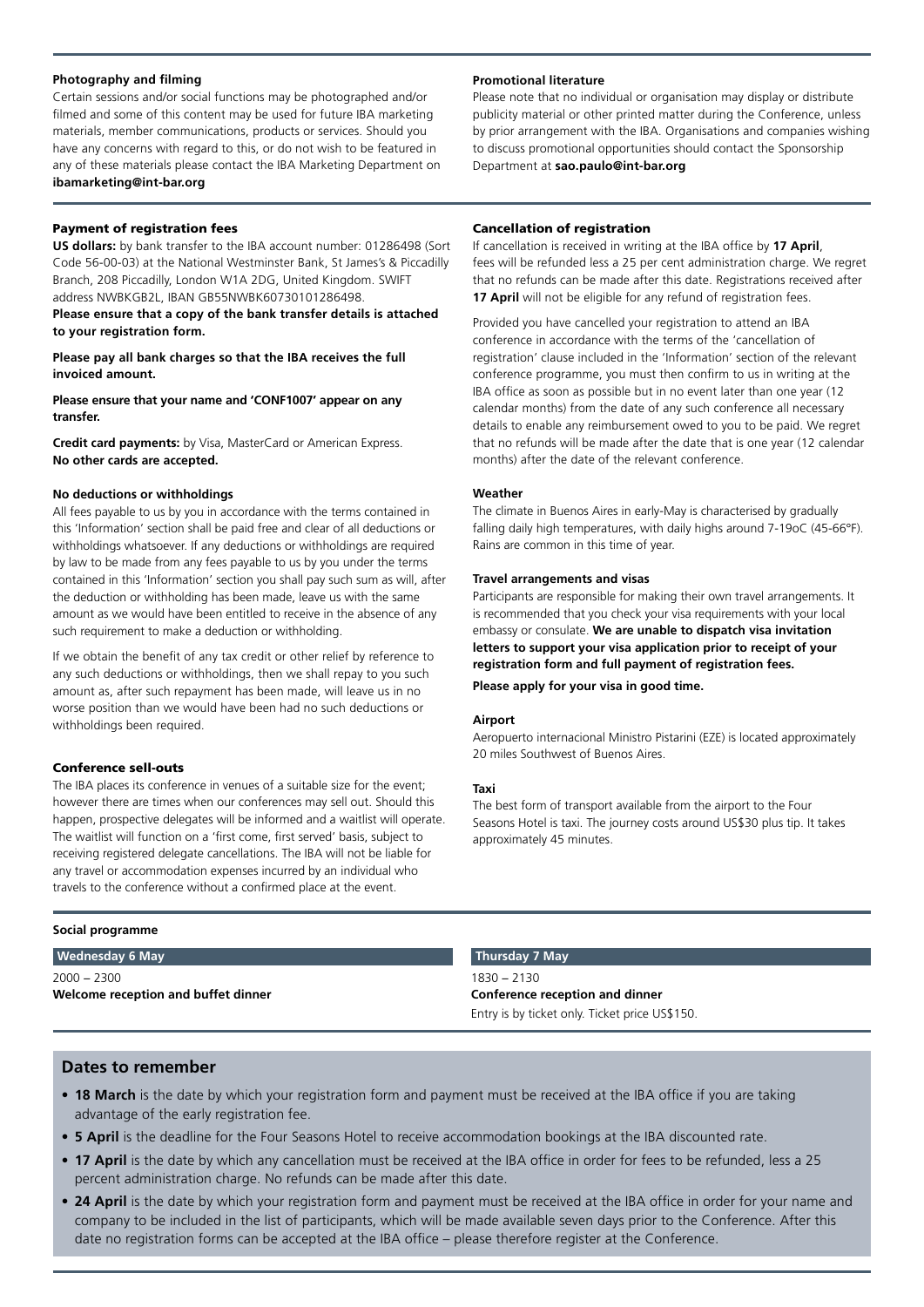#### Photography and filming

Certain sessions and/or social functions may be photographed and/or filmed and some of this content may be used for future IBA marketing materials, member communications, products or services. Should you have any concerns with regard to this, or do not wish to be featured in any of these materials please contact the IBA Marketing Department on **ibamarketing@int-bar.org**

#### Promotional literature

Please note that no individual or organisation may display or distribute publicity material or other printed matter during the Conference, unless by prior arrangement with the IBA. Organisations and companies wishing to discuss promotional opportunities should contact the Sponsorship Department at **sao.paulo@int-bar.org**

### Payment of registration fees

**US dollars:** by bank transfer to the IBA account number: 01286498 (Sort Code 56-00-03) at the National Westminster Bank, St James's & Piccadilly Branch, 208 Piccadilly, London W1A 2DG, United Kingdom. SWIFT address NWBKGB2L, IBAN GB55NWBK60730101286498.

**Please ensure that a copy of the bank transfer details is attached to your registration form.**

**Please pay all bank charges so that the IBA receives the full invoiced amount.**

**Please ensure that your name and 'CONF1007' appear on any transfer.**

**Credit card payments:** by Visa, MasterCard or American Express. **No other cards are accepted.**

#### No deductions or withholdings

All fees payable to us by you in accordance with the terms contained in this 'Information' section shall be paid free and clear of all deductions or withholdings whatsoever. If any deductions or withholdings are required by law to be made from any fees payable to us by you under the terms contained in this 'Information' section you shall pay such sum as will, after the deduction or withholding has been made, leave us with the same amount as we would have been entitled to receive in the absence of any such requirement to make a deduction or withholding.

If we obtain the benefit of any tax credit or other relief by reference to any such deductions or withholdings, then we shall repay to you such amount as, after such repayment has been made, will leave us in no worse position than we would have been had no such deductions or withholdings been required.

### Conference sell-outs

The IBA places its conference in venues of a suitable size for the event; however there are times when our conferences may sell out. Should this happen, prospective delegates will be informed and a waitlist will operate. The waitlist will function on a 'first come, first served' basis, subject to receiving registered delegate cancellations. The IBA will not be liable for any travel or accommodation expenses incurred by an individual who travels to the conference without a confirmed place at the event.

### Cancellation of registration

If cancellation is received in writing at the IBA office by **17 April**, fees will be refunded less a 25 per cent administration charge. We regret that no refunds can be made after this date. Registrations received after **17 April** will not be eligible for any refund of registration fees.

Provided you have cancelled your registration to attend an IBA conference in accordance with the terms of the 'cancellation of registration' clause included in the 'Information' section of the relevant conference programme, you must then confirm to us in writing at the IBA office as soon as possible but in no event later than one year (12 calendar months) from the date of any such conference all necessary details to enable any reimbursement owed to you to be paid. We regret that no refunds will be made after the date that is one year (12 calendar months) after the date of the relevant conference.

#### Weather

The climate in Buenos Aires in early-May is characterised by gradually falling daily high temperatures, with daily highs around 7-19oC (45-66°F). Rains are common in this time of year.

#### Travel arrangements and visas

Participants are responsible for making their own travel arrangements. It is recommended that you check your visa requirements with your local embassy or consulate. **We are unable to dispatch visa invitation letters to support your visa application prior to receipt of your registration form and full payment of registration fees.**

**Please apply for your visa in good time.**

#### Airport

Aeropuerto internacional Ministro Pistarini (EZE) is located approximately 20 miles Southwest of Buenos Aires.

#### Taxi

The best form of transport available from the airport to the Four Seasons Hotel is taxi. The journey costs around US$30 plus tip. It takes approximately 45 minutes.

#### Social programme

**Wednesday 6 May**

2000 – 2300
**Welcome reception and buffet dinner**

**Thursday 7 May**

1830 – 2130
**Conference reception and dinner**
Entry is by ticket only. Ticket price US$150.

## Dates to remember

- **18 March** is the date by which your registration form and payment must be received at the IBA office if you are taking advantage of the early registration fee.
- **5 April** is the deadline for the Four Seasons Hotel to receive accommodation bookings at the IBA discounted rate.
- **17 April** is the date by which any cancellation must be received at the IBA office in order for fees to be refunded, less a 25 percent administration charge. No refunds can be made after this date.
- **24 April** is the date by which your registration form and payment must be received at the IBA office in order for your name and company to be included in the list of participants, which will be made available seven days prior to the Conference. After this date no registration forms can be accepted at the IBA office – please therefore register at the Conference.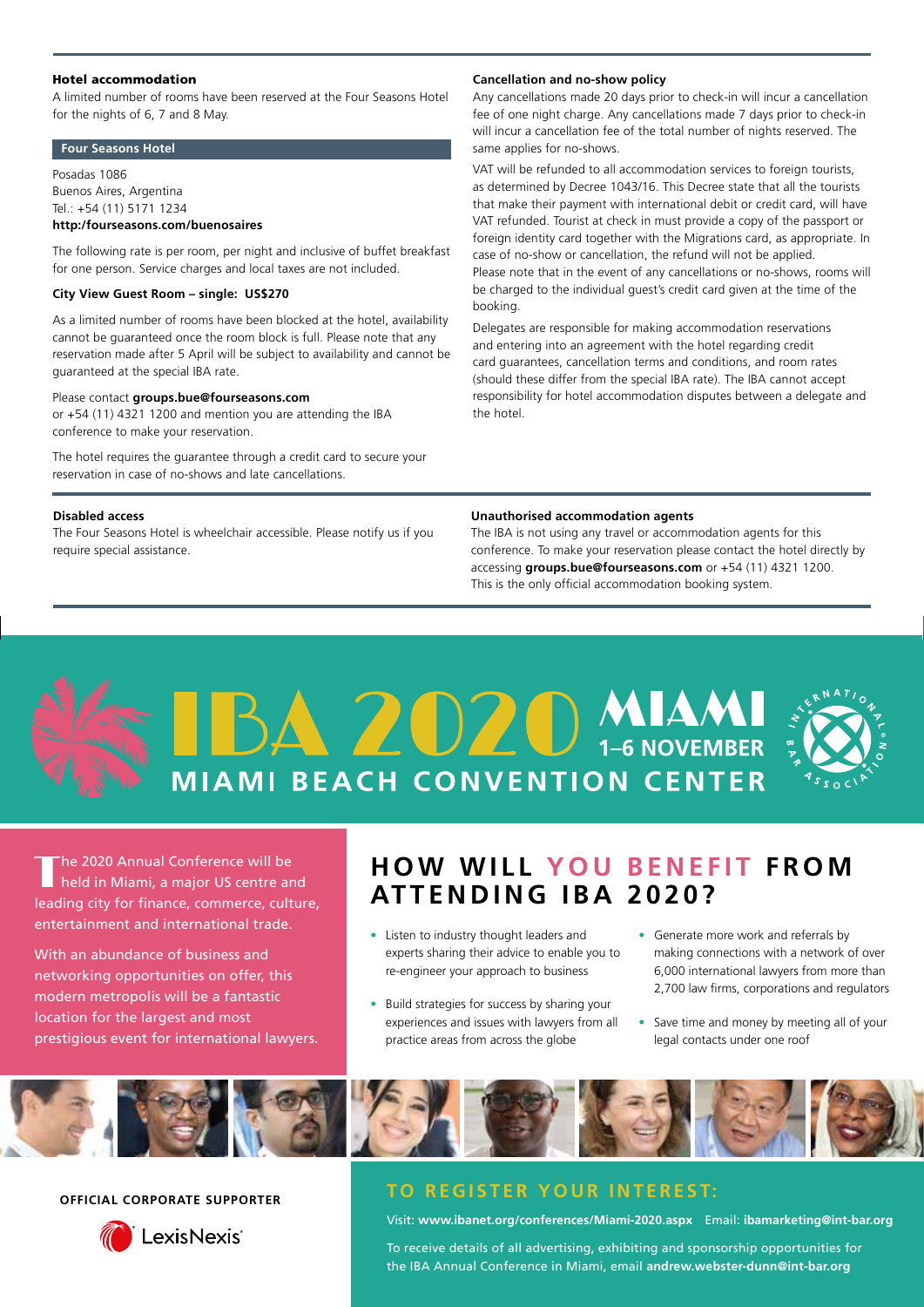### Hotel accommodation

A limited number of rooms have been reserved at the Four Seasons Hotel for the nights of 6, 7 and 8 May.

**Four Seasons Hotel**

Posadas 1086
Buenos Aires, Argentina
Tel.: +54 (11) 5171 1234
**http:/fourseasons.com/buenosaires**

The following rate is per room, per night and inclusive of buffet breakfast for one person. Service charges and local taxes are not included.

**City View Guest Room – single: US$270**

As a limited number of rooms have been blocked at the hotel, availability cannot be guaranteed once the room block is full. Please note that any reservation made after 5 April will be subject to availability and cannot be guaranteed at the special IBA rate.

Please contact **groups.bue@fourseasons.com** or +54 (11) 4321 1200 and mention you are attending the IBA conference to make your reservation.

The hotel requires the guarantee through a credit card to secure your reservation in case of no-shows and late cancellations.

### Cancellation and no-show policy

Any cancellations made 20 days prior to check-in will incur a cancellation fee of one night charge. Any cancellations made 7 days prior to check-in will incur a cancellation fee of the total number of nights reserved. The same applies for no-shows.

VAT will be refunded to all accommodation services to foreign tourists, as determined by Decree 1043/16. This Decree state that all the tourists that make their payment with international debit or credit card, will have VAT refunded. Tourist at check in must provide a copy of the passport or foreign identity card together with the Migrations card, as appropriate. In case of no-show or cancellation, the refund will not be applied.
Please note that in the event of any cancellations or no-shows, rooms will be charged to the individual guest's credit card given at the time of the booking.

Delegates are responsible for making accommodation reservations and entering into an agreement with the hotel regarding credit card guarantees, cancellation terms and conditions, and room rates (should these differ from the special IBA rate). The IBA cannot accept responsibility for hotel accommodation disputes between a delegate and the hotel.

### Disabled access

The Four Seasons Hotel is wheelchair accessible. Please notify us if you require special assistance.

### Unauthorised accommodation agents

The IBA is not using any travel or accommodation agents for this conference. To make your reservation please contact the hotel directly by accessing **groups.bue@fourseasons.com** or +54 (11) 4321 1200. This is the only official accommodation booking system.

# IBA 2020 MIAMI

**1–6 NOVEMBER**

**MIAMI BEACH CONVENTION CENTER**

The 2020 Annual Conference will be held in Miami, a major US centre and leading city for finance, commerce, culture, entertainment and international trade.

With an abundance of business and networking opportunities on offer, this modern metropolis will be a fantastic location for the largest and most prestigious event for international lawyers.

## HOW WILL YOU BENEFIT FROM ATTENDING IBA 2020?

- Listen to industry thought leaders and experts sharing their advice to enable you to re-engineer your approach to business
- Build strategies for success by sharing your experiences and issues with lawyers from all practice areas from across the globe
- Generate more work and referrals by making connections with a network of over 6,000 international lawyers from more than 2,700 law firms, corporations and regulators
- Save time and money by meeting all of your legal contacts under one roof

**OFFICIAL CORPORATE SUPPORTER**

LexisNexis

## TO REGISTER YOUR INTEREST:

Visit: **www.ibanet.org/conferences/Miami-2020.aspx** Email: **ibamarketing@int-bar.org**

To receive details of all advertising, exhibiting and sponsorship opportunities for the IBA Annual Conference in Miami, email **andrew.webster-dunn@int-bar.org**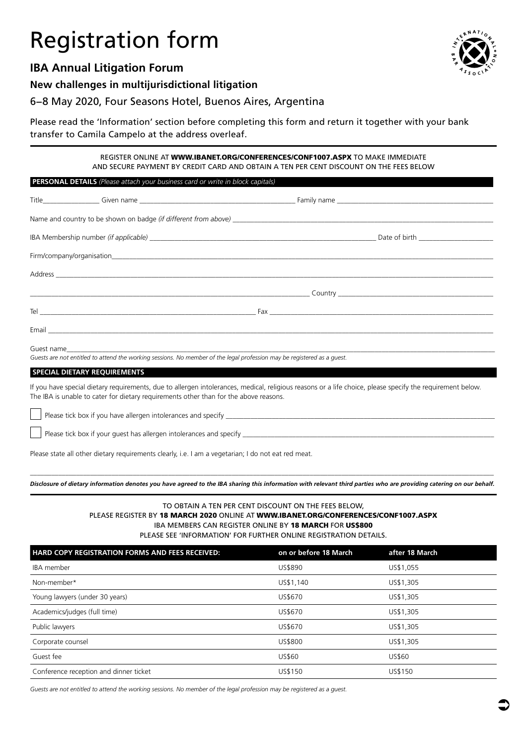# Registration form

## IBA Annual Litigation Forum

### New challenges in multijurisdictional litigation

6–8 May 2020, Four Seasons Hotel, Buenos Aires, Argentina

Please read the 'Information' section before completing this form and return it together with your bank transfer to Camila Campelo at the address overleaf.

REGISTER ONLINE AT **WWW.IBANET.ORG/CONFERENCES/CONF1007.ASPX** TO MAKE IMMEDIATE AND SECURE PAYMENT BY CREDIT CARD AND OBTAIN A TEN PER CENT DISCOUNT ON THE FEES BELOW

**PERSONAL DETAILS** *(Please attach your business card or write in block capitals)*

Title_______________ Given name ________________________________________ Family name ________________________________________

Name and country to be shown on badge *(if different from above)* ________________________________________

IBA Membership number *(if applicable)* ________________________________________ Date of birth ____________________

Firm/company/organisation________________________________________

Address ________________________________________

________________________________________ Country ________________________________________

Tel ________________________________________ Fax ________________________________________

Email ________________________________________

Guest name________________________________________

*Guests are not entitled to attend the working sessions. No member of the legal profession may be registered as a guest.*

**SPECIAL DIETARY REQUIREMENTS**

If you have special dietary requirements, due to allergen intolerances, medical, religious reasons or a life choice, please specify the requirement below. The IBA is unable to cater for dietary requirements other than for the above reasons.

☐ Please tick box if you have allergen intolerances and specify ________________________________________

☐ Please tick box if your guest has allergen intolerances and specify ________________________________________

Please state all other dietary requirements clearly, i.e. I am a vegetarian; I do not eat red meat.

________________________________________

***Disclosure of dietary information denotes you have agreed to the IBA sharing this information with relevant third parties who are providing catering on our behalf.***

TO OBTAIN A TEN PER CENT DISCOUNT ON THE FEES BELOW,
PLEASE REGISTER BY **18 MARCH 2020** ONLINE AT **WWW.IBANET.ORG/CONFERENCES/CONF1007.ASPX**
IBA MEMBERS CAN REGISTER ONLINE BY **18 MARCH** FOR **US$800**
PLEASE SEE 'INFORMATION' FOR FURTHER ONLINE REGISTRATION DETAILS.

| HARD COPY REGISTRATION FORMS AND FEES RECEIVED: | on or before 18 March | after 18 March |
|---|---|---|
| IBA member | US$890 | US$1,055 |
| Non-member* | US$1,140 | US$1,305 |
| Young lawyers (under 30 years) | US$670 | US$1,305 |
| Academics/judges (full time) | US$670 | US$1,305 |
| Public lawyers | US$670 | US$1,305 |
| Corporate counsel | US$800 | US$1,305 |
| Guest fee | US$60 | US$60 |
| Conference reception and dinner ticket | US$150 | US$150 |

*Guests are not entitled to attend the working sessions. No member of the legal profession may be registered as a guest.*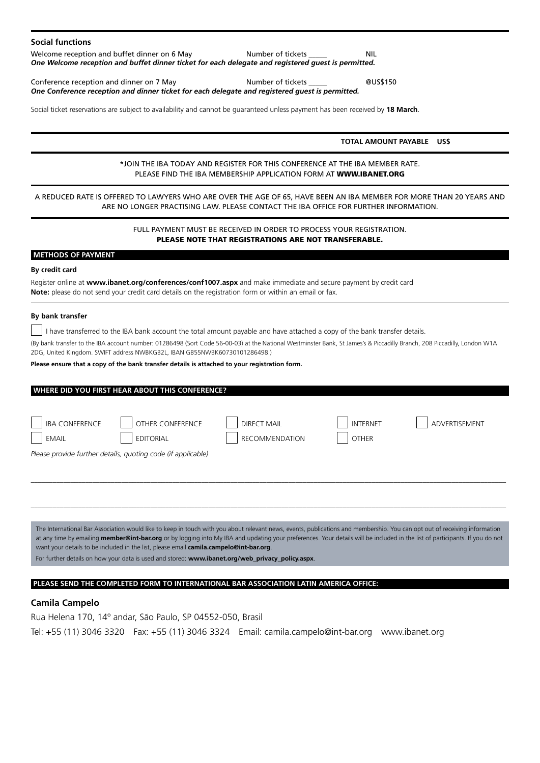## Social functions

Welcome reception and buffet dinner on 6 May Number of tickets _____ NIL

***One Welcome reception and buffet dinner ticket for each delegate and registered guest is permitted.***

Conference reception and dinner on 7 May Number of tickets _____ @US$150

***One Conference reception and dinner ticket for each delegate and registered guest is permitted.***

Social ticket reservations are subject to availability and cannot be guaranteed unless payment has been received by **18 March**.

**TOTAL AMOUNT PAYABLE US$**

*JOIN THE IBA TODAY AND REGISTER FOR THIS CONFERENCE AT THE IBA MEMBER RATE.
PLEASE FIND THE IBA MEMBERSHIP APPLICATION FORM AT **WWW.IBANET.ORG**

A REDUCED RATE IS OFFERED TO LAWYERS WHO ARE OVER THE AGE OF 65, HAVE BEEN AN IBA MEMBER FOR MORE THAN 20 YEARS AND ARE NO LONGER PRACTISING LAW. PLEASE CONTACT THE IBA OFFICE FOR FURTHER INFORMATION.

FULL PAYMENT MUST BE RECEIVED IN ORDER TO PROCESS YOUR REGISTRATION.
**PLEASE NOTE THAT REGISTRATIONS ARE NOT TRANSFERABLE.**

## METHODS OF PAYMENT

**By credit card**

Register online at **www.ibanet.org/conferences/conf1007.aspx** and make immediate and secure payment by credit card
**Note:** please do not send your credit card details on the registration form or within an email or fax.

**By bank transfer**

☐ I have transferred to the IBA bank account the total amount payable and have attached a copy of the bank transfer details.

(By bank transfer to the IBA account number: 01286498 (Sort Code 56-00-03) at the National Westminster Bank, St James's & Piccadilly Branch, 208 Piccadilly, London W1A 2DG, United Kingdom. SWIFT address NWBKGB2L, IBAN GB55NWBK60730101286498.)

**Please ensure that a copy of the bank transfer details is attached to your registration form.**

## WHERE DID YOU FIRST HEAR ABOUT THIS CONFERENCE?

☐ IBA CONFERENCE ☐ OTHER CONFERENCE ☐ DIRECT MAIL ☐ INTERNET ☐ ADVERTISEMENT
☐ EMAIL ☐ EDITORIAL ☐ RECOMMENDATION ☐ OTHER

*Please provide further details, quoting code (if applicable)*

______________________________________________________________________

______________________________________________________________________

The International Bar Association would like to keep in touch with you about relevant news, events, publications and membership. You can opt out of receiving information at any time by emailing **member@int-bar.org** or by logging into My IBA and updating your preferences. Your details will be included in the list of participants. If you do not want your details to be included in the list, please email **camila.campelo@int-bar.org**.

For further details on how your data is used and stored: **www.ibanet.org/web_privacy_policy.aspx**.

## PLEASE SEND THE COMPLETED FORM TO INTERNATIONAL BAR ASSOCIATION LATIN AMERICA OFFICE:

### Camila Campelo

Rua Helena 170, 14º andar, São Paulo, SP 04552-050, Brasil

Tel: +55 (11) 3046 3320 Fax: +55 (11) 3046 3324 Email: camila.campelo@int-bar.org www.ibanet.org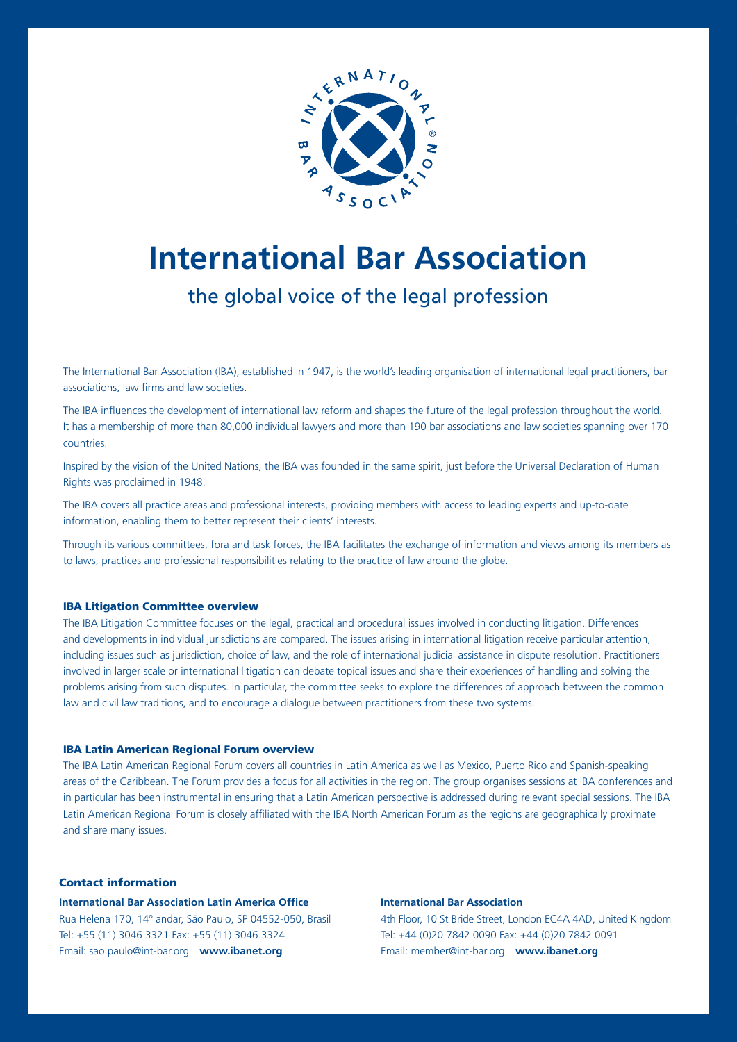# International Bar Association

## the global voice of the legal profession

The International Bar Association (IBA), established in 1947, is the world's leading organisation of international legal practitioners, bar associations, law firms and law societies.

The IBA influences the development of international law reform and shapes the future of the legal profession throughout the world. It has a membership of more than 80,000 individual lawyers and more than 190 bar associations and law societies spanning over 170 countries.

Inspired by the vision of the United Nations, the IBA was founded in the same spirit, just before the Universal Declaration of Human Rights was proclaimed in 1948.

The IBA covers all practice areas and professional interests, providing members with access to leading experts and up-to-date information, enabling them to better represent their clients' interests.

Through its various committees, fora and task forces, the IBA facilitates the exchange of information and views among its members as to laws, practices and professional responsibilities relating to the practice of law around the globe.

### IBA Litigation Committee overview

The IBA Litigation Committee focuses on the legal, practical and procedural issues involved in conducting litigation. Differences and developments in individual jurisdictions are compared. The issues arising in international litigation receive particular attention, including issues such as jurisdiction, choice of law, and the role of international judicial assistance in dispute resolution. Practitioners involved in larger scale or international litigation can debate topical issues and share their experiences of handling and solving the problems arising from such disputes. In particular, the committee seeks to explore the differences of approach between the common law and civil law traditions, and to encourage a dialogue between practitioners from these two systems.

### IBA Latin American Regional Forum overview

The IBA Latin American Regional Forum covers all countries in Latin America as well as Mexico, Puerto Rico and Spanish-speaking areas of the Caribbean. The Forum provides a focus for all activities in the region. The group organises sessions at IBA conferences and in particular has been instrumental in ensuring that a Latin American perspective is addressed during relevant special sessions. The IBA Latin American Regional Forum is closely affiliated with the IBA North American Forum as the regions are geographically proximate and share many issues.

### Contact information

**International Bar Association Latin America Office**
Rua Helena 170, 14º andar, São Paulo, SP 04552-050, Brasil
Tel: +55 (11) 3046 3321 Fax: +55 (11) 3046 3324
Email: sao.paulo@int-bar.org **www.ibanet.org**

**International Bar Association**
4th Floor, 10 St Bride Street, London EC4A 4AD, United Kingdom
Tel: +44 (0)20 7842 0090 Fax: +44 (0)20 7842 0091
Email: member@int-bar.org **www.ibanet.org**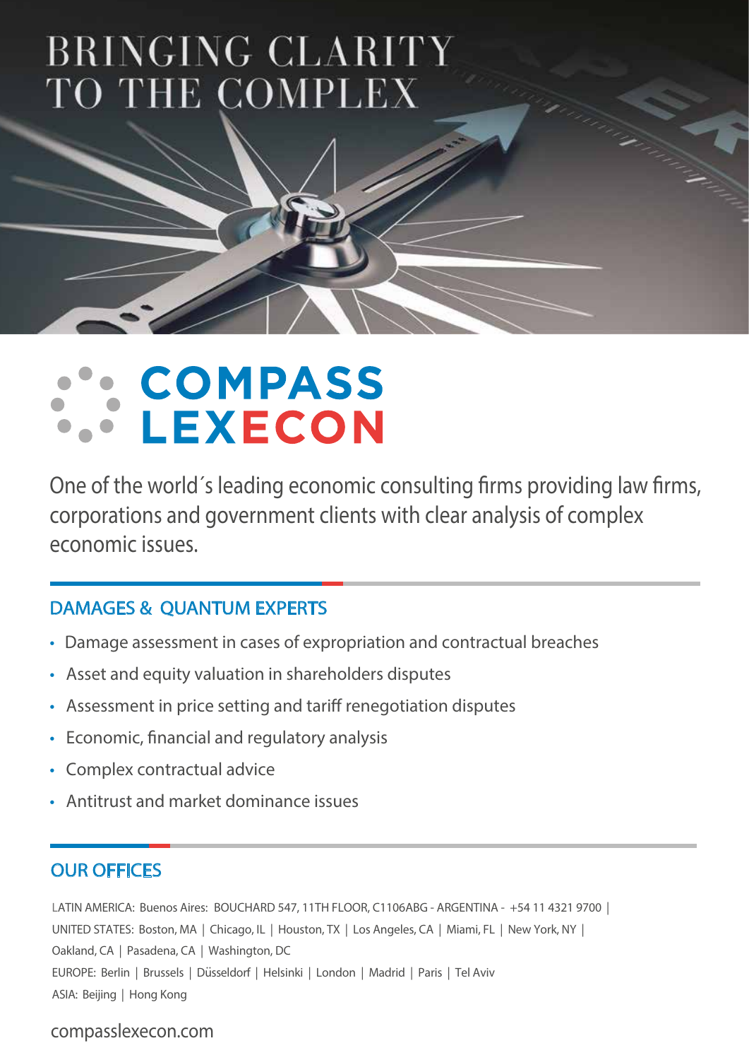# BRINGING CLARITY TO THE COMPLEX

# COMPASS LEXECON

One of the world´s leading economic consulting firms providing law firms, corporations and government clients with clear analysis of complex economic issues.

## DAMAGES & QUANTUM EXPERTS

- Damage assessment in cases of expropriation and contractual breaches
- Asset and equity valuation in shareholders disputes
- Assessment in price setting and tariff renegotiation disputes
- Economic, financial and regulatory analysis
- Complex contractual advice
- Antitrust and market dominance issues

## OUR OFFICES

LATIN AMERICA: Buenos Aires: BOUCHARD 547, 11TH FLOOR, C1106ABG - ARGENTINA - +54 11 4321 9700 |
UNITED STATES: Boston, MA | Chicago, IL | Houston, TX | Los Angeles, CA | Miami, FL | New York, NY | Oakland, CA | Pasadena, CA | Washington, DC
EUROPE: Berlin | Brussels | Düsseldorf | Helsinki | London | Madrid | Paris | Tel Aviv
ASIA: Beijing | Hong Kong

compasslexecon.com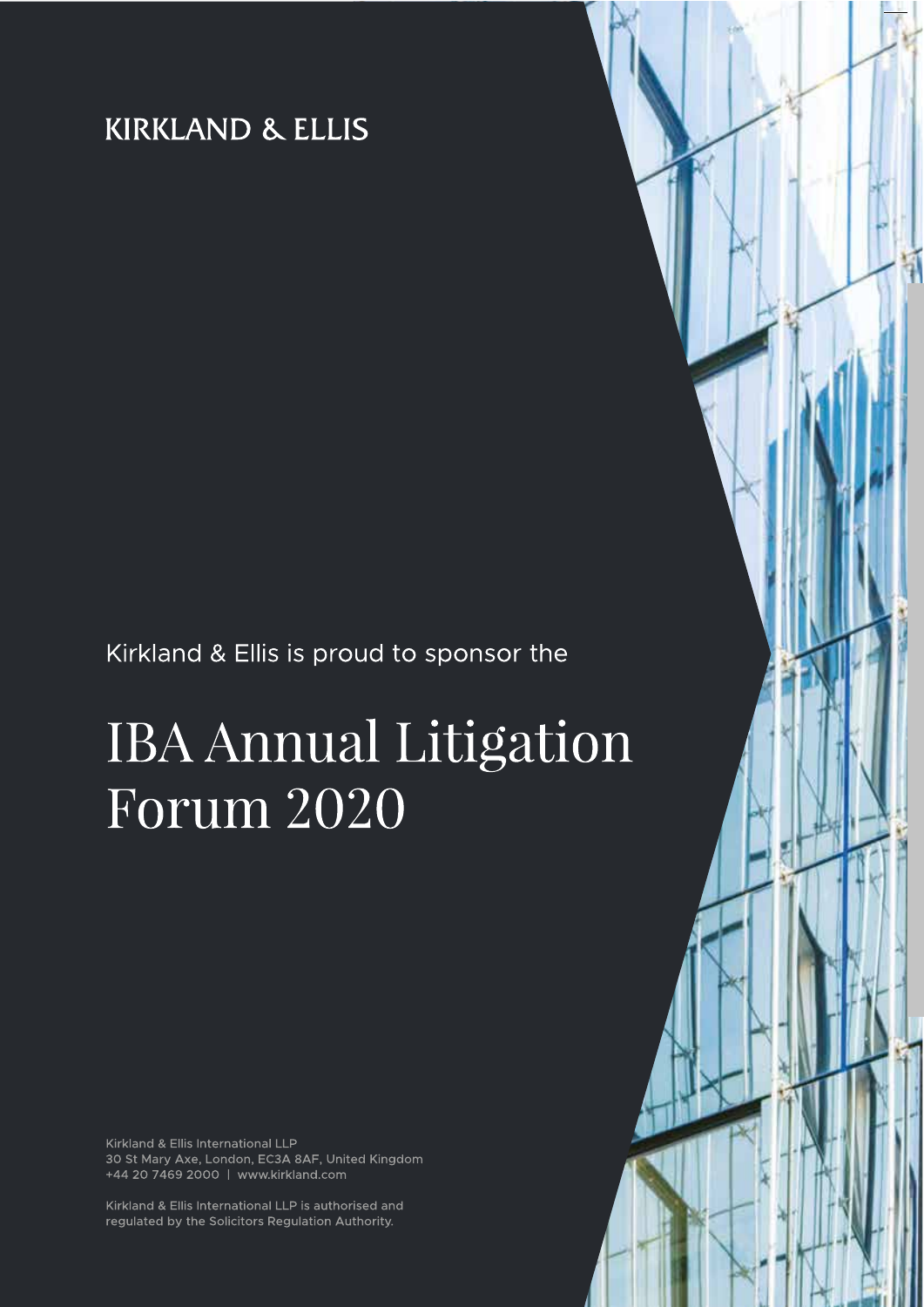# KIRKLAND & ELLIS

Kirkland & Ellis is proud to sponsor the

# IBA Annual Litigation Forum 2020

Kirkland & Ellis International LLP
30 St Mary Axe, London, EC3A 8AF, United Kingdom
+44 20 7469 2000 | www.kirkland.com

Kirkland & Ellis International LLP is authorised and regulated by the Solicitors Regulation Authority.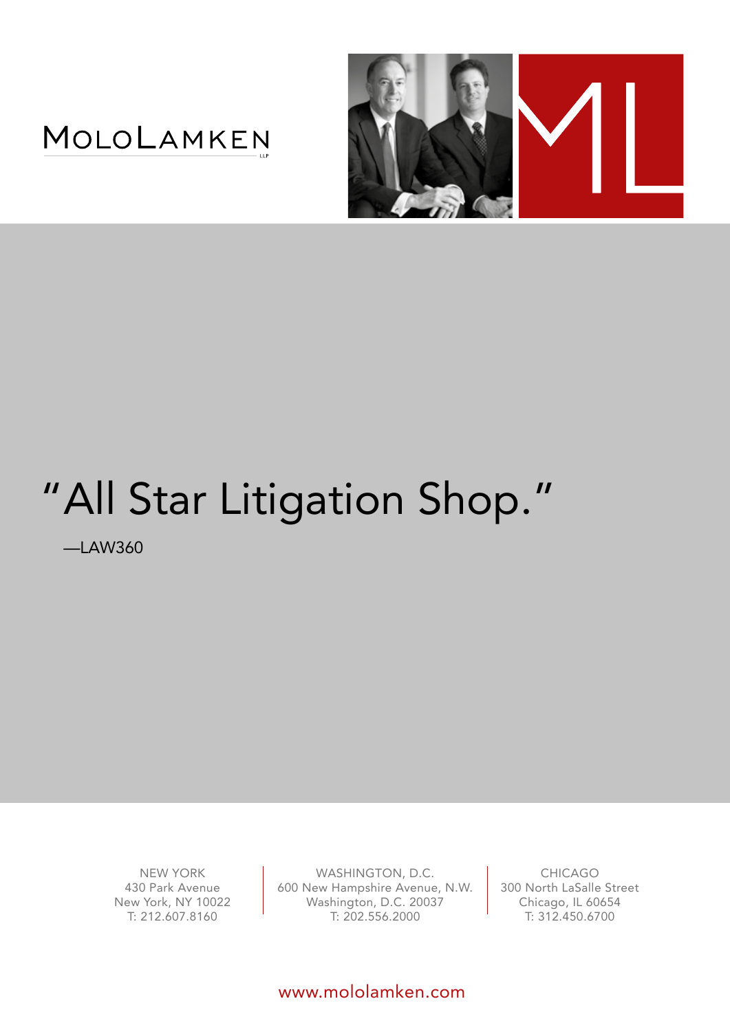MOLOLAMKEN LLP

# "All Star Litigation Shop."

—LAW360

NEW YORK
430 Park Avenue
New York, NY 10022
T: 212.607.8160

WASHINGTON, D.C.
600 New Hampshire Avenue, N.W.
Washington, D.C. 20037
T: 202.556.2000

CHICAGO
300 North LaSalle Street
Chicago, IL 60654
T: 312.450.6700

www.mololamken.com